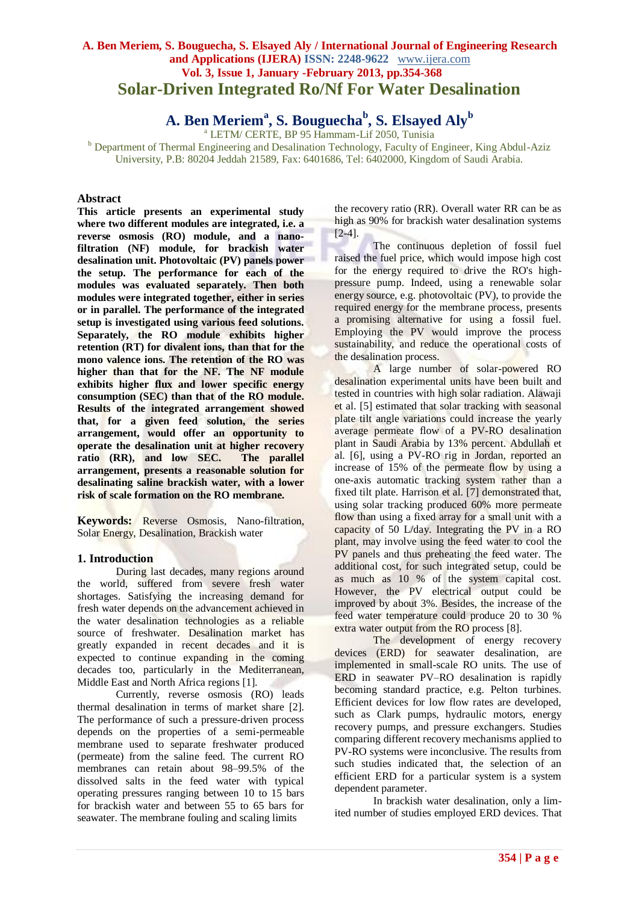# Solar-Driven Integrated Ro/Nf For Water Desalination

## A. Ben Meriem[a], S. Bouguecha[b], S. Elsayed Aly[b]

[a] LETM/ CERTE, BP 95 Hammam-Lif 2050, Tunisia

[b] Department of Thermal Engineering and Desalination Technology, Faculty of Engineer, King Abdul-Aziz University, P.B: 80204 Jeddah 21589, Fax: 6401686, Tel: 6402000, Kingdom of Saudi Arabia.

### Abstract

**This article presents an experimental study where two different modules are integrated, i.e. a reverse osmosis (RO) module, and a nano-filtration (NF) module, for brackish water desalination unit. Photovoltaic (PV) panels power the setup. The performance for each of the modules was evaluated separately. Then both modules were integrated together, either in series or in parallel. The performance of the integrated setup is investigated using various feed solutions. Separately, the RO module exhibits higher retention (RT) for divalent ions, than that for the mono valence ions. The retention of the RO was higher than that for the NF. The NF module exhibits higher flux and lower specific energy consumption (SEC) than that of the RO module. Results of the integrated arrangement showed that, for a given feed solution, the series arrangement, would offer an opportunity to operate the desalination unit at higher recovery ratio (RR), and low SEC. The parallel arrangement, presents a reasonable solution for desalinating saline brackish water, with a lower risk of scale formation on the RO membrane.**

**Keywords:** Reverse Osmosis, Nano-filtration, Solar Energy, Desalination, Brackish water

### 1. Introduction

During last decades, many regions around the world, suffered from severe fresh water shortages. Satisfying the increasing demand for fresh water depends on the advancement achieved in the water desalination technologies as a reliable source of freshwater. Desalination market has greatly expanded in recent decades and it is expected to continue expanding in the coming decades too, particularly in the Mediterranean, Middle East and North Africa regions [1].

Currently, reverse osmosis (RO) leads thermal desalination in terms of market share [2]. The performance of such a pressure-driven process depends on the properties of a semi-permeable membrane used to separate freshwater produced (permeate) from the saline feed. The current RO membranes can retain about 98–99.5% of the dissolved salts in the feed water with typical operating pressures ranging between 10 to 15 bars for brackish water and between 55 to 65 bars for seawater. The membrane fouling and scaling limits the recovery ratio (RR). Overall water RR can be as high as 90% for brackish water desalination systems [2-4].

The continuous depletion of fossil fuel raised the fuel price, which would impose high cost for the energy required to drive the RO's high-pressure pump. Indeed, using a renewable solar energy source, e.g. photovoltaic (PV), to provide the required energy for the membrane process, presents a promising alternative for using a fossil fuel. Employing the PV would improve the process sustainability, and reduce the operational costs of the desalination process.

A large number of solar-powered RO desalination experimental units have been built and tested in countries with high solar radiation. Alawaji et al. [5] estimated that solar tracking with seasonal plate tilt angle variations could increase the yearly average permeate flow of a PV-RO desalination plant in Saudi Arabia by 13% percent. Abdullah et al. [6], using a PV-RO rig in Jordan, reported an increase of 15% of the permeate flow by using a one-axis automatic tracking system rather than a fixed tilt plate. Harrison et al. [7] demonstrated that, using solar tracking produced 60% more permeate flow than using a fixed array for a small unit with a capacity of 50 L/day. Integrating the PV in a RO plant, may involve using the feed water to cool the PV panels and thus preheating the feed water. The additional cost, for such integrated setup, could be as much as 10 % of the system capital cost. However, the PV electrical output could be improved by about 3%. Besides, the increase of the feed water temperature could produce 20 to 30 % extra water output from the RO process [8].

The development of energy recovery devices (ERD) for seawater desalination, are implemented in small-scale RO units. The use of ERD in seawater PV–RO desalination is rapidly becoming standard practice, e.g. Pelton turbines. Efficient devices for low flow rates are developed, such as Clark pumps, hydraulic motors, energy recovery pumps, and pressure exchangers. Studies comparing different recovery mechanisms applied to PV-RO systems were inconclusive. The results from such studies indicated that, the selection of an efficient ERD for a particular system is a system dependent parameter.

In brackish water desalination, only a limited number of studies employed ERD devices. That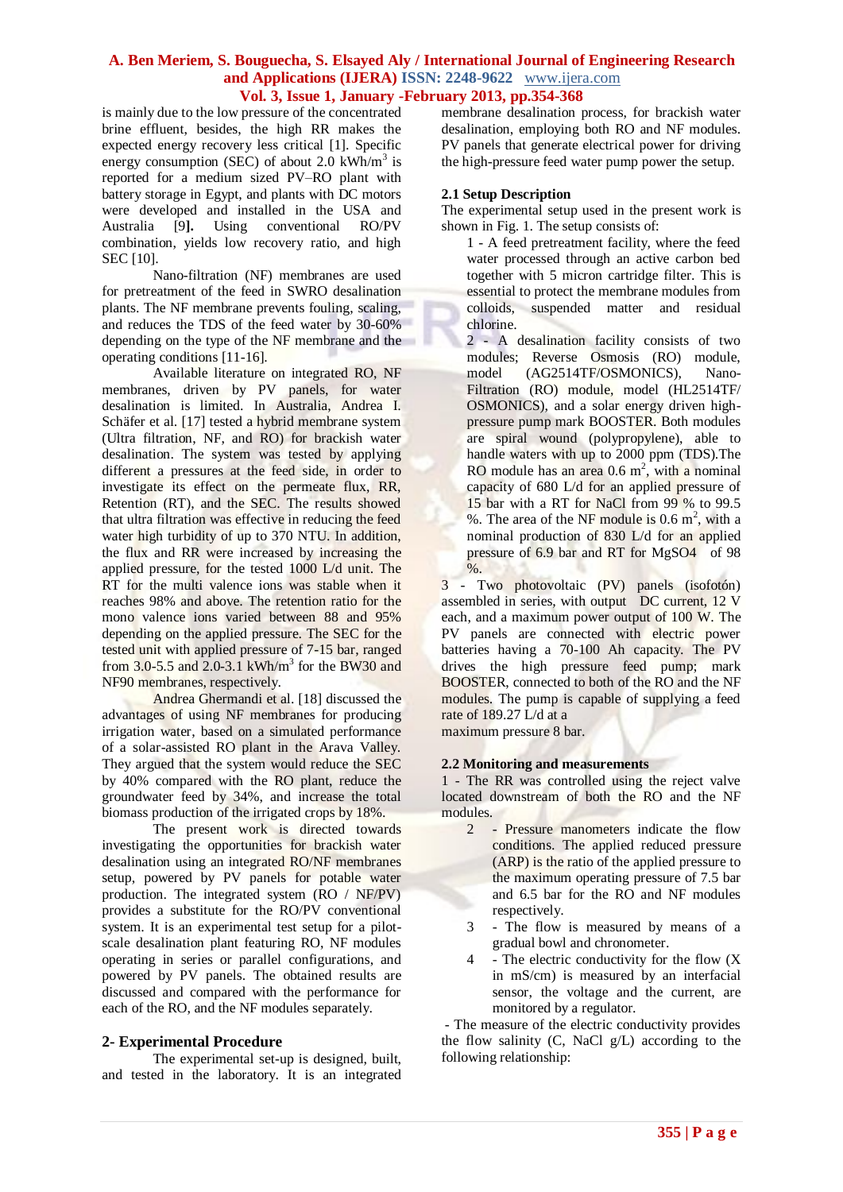is mainly due to the low pressure of the concentrated brine effluent, besides, the high RR makes the expected energy recovery less critical [1]. Specific energy consumption (SEC) of about 2.0 kWh/m$^3$ is reported for a medium sized PV–RO plant with battery storage in Egypt, and plants with DC motors were developed and installed in the USA and Australia [9]. Using conventional RO/PV combination, yields low recovery ratio, and high SEC [10].

Nano-filtration (NF) membranes are used for pretreatment of the feed in SWRO desalination plants. The NF membrane prevents fouling, scaling, and reduces the TDS of the feed water by 30-60% depending on the type of the NF membrane and the operating conditions [11-16].

Available literature on integrated RO, NF membranes, driven by PV panels, for water desalination is limited. In Australia, Andrea I. Schäfer et al. [17] tested a hybrid membrane system (Ultra filtration, NF, and RO) for brackish water desalination. The system was tested by applying different a pressures at the feed side, in order to investigate its effect on the permeate flux, RR, Retention (RT), and the SEC. The results showed that ultra filtration was effective in reducing the feed water high turbidity of up to 370 NTU. In addition, the flux and RR were increased by increasing the applied pressure, for the tested 1000 L/d unit. The RT for the multi valence ions was stable when it reaches 98% and above. The retention ratio for the mono valence ions varied between 88 and 95% depending on the applied pressure. The SEC for the tested unit with applied pressure of 7-15 bar, ranged from 3.0-5.5 and 2.0-3.1 kWh/m$^3$ for the BW30 and NF90 membranes, respectively.

Andrea Ghermandi et al. [18] discussed the advantages of using NF membranes for producing irrigation water, based on a simulated performance of a solar-assisted RO plant in the Arava Valley. They argued that the system would reduce the SEC by 40% compared with the RO plant, reduce the groundwater feed by 34%, and increase the total biomass production of the irrigated crops by 18%.

The present work is directed towards investigating the opportunities for brackish water desalination using an integrated RO/NF membranes setup, powered by PV panels for potable water production. The integrated system (RO / NF/PV) provides a substitute for the RO/PV conventional system. It is an experimental test setup for a pilot-scale desalination plant featuring RO, NF modules operating in series or parallel configurations, and powered by PV panels. The obtained results are discussed and compared with the performance for each of the RO, and the NF modules separately.

## 2- Experimental Procedure

The experimental set-up is designed, built, and tested in the laboratory. It is an integrated membrane desalination process, for brackish water desalination, employing both RO and NF modules. PV panels that generate electrical power for driving the high-pressure feed water pump power the setup.

### 2.1 Setup Description

The experimental setup used in the present work is shown in Fig. 1. The setup consists of:

1 - A feed pretreatment facility, where the feed water processed through an active carbon bed together with 5 micron cartridge filter. This is essential to protect the membrane modules from colloids, suspended matter and residual chlorine.

2 - A desalination facility consists of two modules; Reverse Osmosis (RO) module, model (AG2514TF/OSMONICS), Nano-Filtration (RO) module, model (HL2514TF/ OSMONICS), and a solar energy driven high-pressure pump mark BOOSTER. Both modules are spiral wound (polypropylene), able to handle waters with up to 2000 ppm (TDS).The RO module has an area 0.6 m$^2$, with a nominal capacity of 680 L/d for an applied pressure of 15 bar with a RT for NaCl from 99 % to 99.5 %. The area of the NF module is 0.6 m$^2$, with a nominal production of 830 L/d for an applied pressure of 6.9 bar and RT for $MgSO_4$ of 98 %.

3 - Two photovoltaic (PV) panels (isofotón) assembled in series, with output DC current, 12 V each, and a maximum power output of 100 W. The PV panels are connected with electric power batteries having a 70-100 Ah capacity. The PV drives the high pressure feed pump; mark BOOSTER, connected to both of the RO and the NF modules. The pump is capable of supplying a feed rate of 189.27 L/d at a maximum pressure 8 bar.

### 2.2 Monitoring and measurements

1 - The RR was controlled using the reject valve located downstream of both the RO and the NF modules.

2 - Pressure manometers indicate the flow conditions. The applied reduced pressure (ARP) is the ratio of the applied pressure to the maximum operating pressure of 7.5 bar and 6.5 bar for the RO and NF modules respectively.

3 - The flow is measured by means of a gradual bowl and chronometer.

4 - The electric conductivity for the flow (X in mS/cm) is measured by an interfacial sensor, the voltage and the current, are monitored by a regulator.

- The measure of the electric conductivity provides the flow salinity (C, NaCl g/L) according to the following relationship: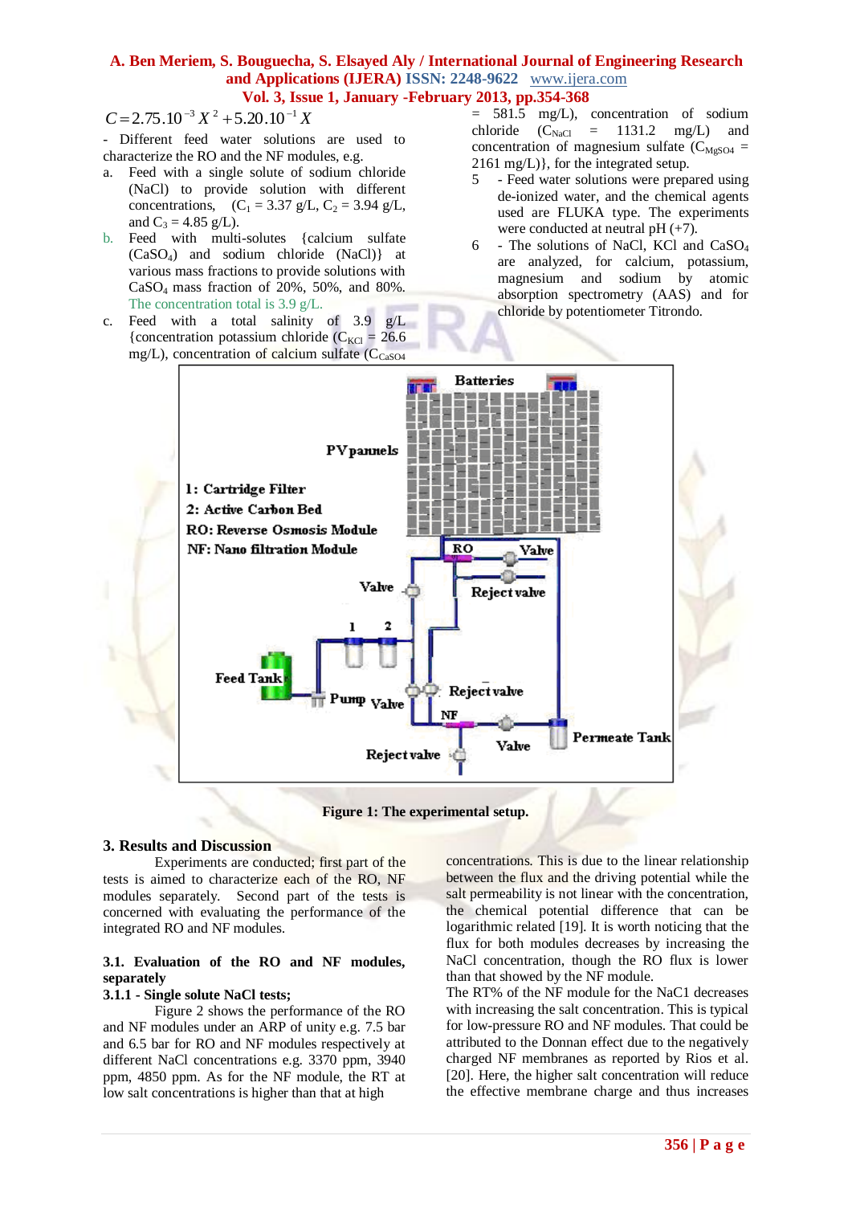$$C = 2.75.10^{-3} X^2 + 5.20.10^{-1} X$$

- Different feed solutions are used to characterize the RO and the NF modules, e.g.

a. Feed with a single solute of sodium chloride (NaCl) to provide solution with different concentrations, ($C_1$ = 3.37 g/L, $C_2$ = 3.94 g/L, and $C_3$ = 4.85 g/L).

b. Feed with multi-solutes {calcium sulfate ($CaSO_4$) and sodium chloride (NaCl)} at various mass fractions to provide solutions with $CaSO_4$ mass fraction of 20%, 50%, and 80%. The concentration total is 3.9 g/L.

c. Feed with a total salinity of 3.9 g/L {concentration potassium chloride ($C_{KCl}$ = 26.6 mg/L), concentration of calcium sulfate ($C_{CaSO4}$ = 581.5 mg/L), concentration of sodium chloride ($C_{NaCl}$ = 1131.2 mg/L) and concentration of magnesium sulfate ($C_{MgSO4}$ = 2161 mg/L)}, for the integrated setup.

5 - Feed water solutions were prepared using de-ionized water, and the chemical agents used are FLUKA type. The experiments were conducted at neutral pH (+7).

6 - The solutions of NaCl, KCl and $CaSO_4$ are analyzed, for calcium, potassium, magnesium and sodium by atomic absorption spectroscopy (AAS) and for chloride by potentiometer Titrondo.

**Figure 1: The experimental setup.**

## 3. Results and Discussion

Experiments are conducted; first part of the tests is aimed to characterize each of the RO, NF modules separately. Second part of the tests is concerned with evaluating the performance of the integrated RO and NF modules.

### 3.1. Evaluation of the RO and NF modules, separately

#### 3.1.1 - Single solute NaCl tests;

Figure 2 shows the performance of the RO and NF modules under an ARP of unity e.g. 7.5 bar and 6.5 bar for RO and NF modules respectively at different NaCl concentrations e.g. 3370 ppm, 3940 ppm, 4850 ppm. As for the NF module, the RT at low salt concentrations is higher than that at high concentrations. This is due to the linear relationship between the flux and the driving potential while the salt permeability is not linear with the concentration, the chemical potential difference that can be logarithmic related [19]. It is worth noticing that the flux for both modules decreases by increasing the NaCl concentration, though the RO flux is lower than that showed by the NF module.

The RT% of the NF module for the NaC1 decreases with increasing the salt concentration. This is typical for low-pressure RO and NF modules. That could be attributed to the Donnan effect due to the negatively charged NF membranes as reported by Rios et al. [20]. Here, the higher salt concentration will reduce the effective membrane charge and thus increases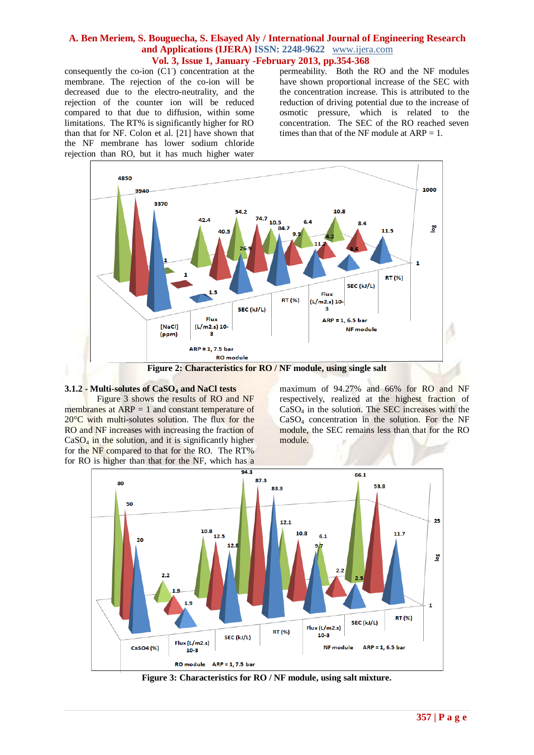consequently the co-ion ($C1^-$) concentration at the membrane. The rejection of the co-ion will be decreased due to the electro-neutrality, and the rejection of the counter ion will be reduced compared to that due to diffusion, within some limitations. The RT% is significantly higher for RO than that for NF. Colon et al. [21] have shown that the NF membrane has lower sodium chloride rejection than RO, but it has much higher water permeability. Both the RO and the NF modules have shown proportional increase of the SEC with the concentration increase. This is attributed to the reduction of driving potential due to the increase of osmotic pressure, which is related to the concentration. The SEC of the RO reached seven times than that of the NF module at ARP = 1.

Figure 2: Characteristics for RO / NF module, using single salt

### 3.1.2 - Multi-solutes of $CaSO_4$ and NaCl tests

Figure 3 shows the results of RO and NF membranes at ARP = 1 and constant temperature of 20°C with multi-solutes solution. The flux for the RO and NF increases with increasing the fraction of $CaSO_4$ in the solution, and it is significantly higher for the NF compared to that for the RO. The RT% for RO is higher than that for the NF, which has a maximum of 94.27% and 66% for RO and NF respectively, realized at the highest fraction of $CaSO_4$ in the solution. The SEC increases with the $CaSO_4$ concentration in the solution. For the NF module, the SEC remains less than that for the RO module.

Figure 3: Characteristics for RO / NF module, using salt mixture.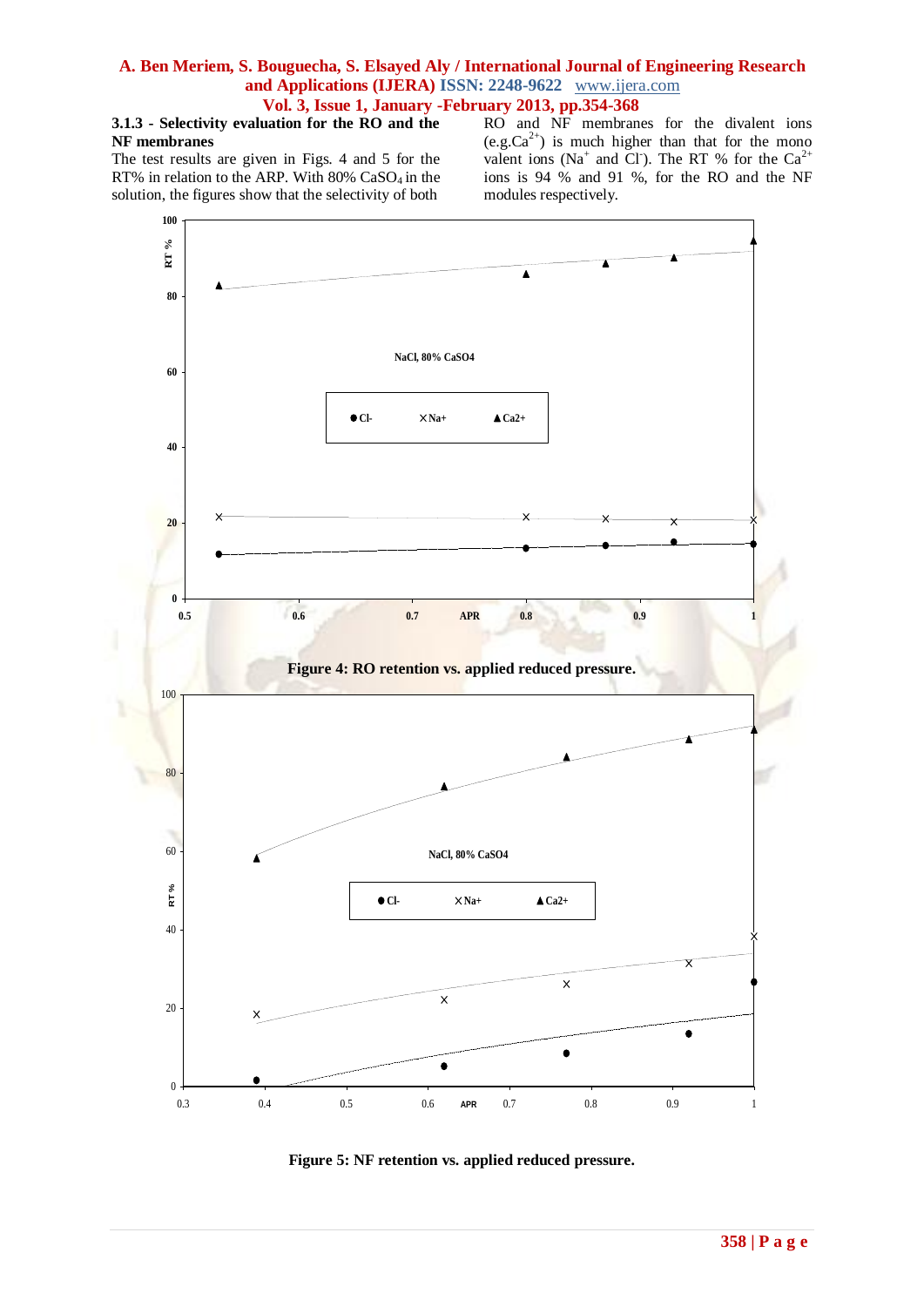#### 3.1.3 - Selectivity evaluation for the RO and the NF membranes

The test results are given in Figs. 4 and 5 for the RT% in relation to the ARP. With 80% $CaSO_4$ in the solution, the figures show that the selectivity of both RO and NF membranes for the divalent ions (e.g.$Ca^{2+}$) is much higher than that for the mono valent ions ($Na^+$ and $Cl^-$). The RT % for the $Ca^{2+}$ ions is 94 % and 91 %, for the RO and the NF modules respectively.

**Figure 4: RO retention vs. applied reduced pressure.**

**Figure 5: NF retention vs. applied reduced pressure.**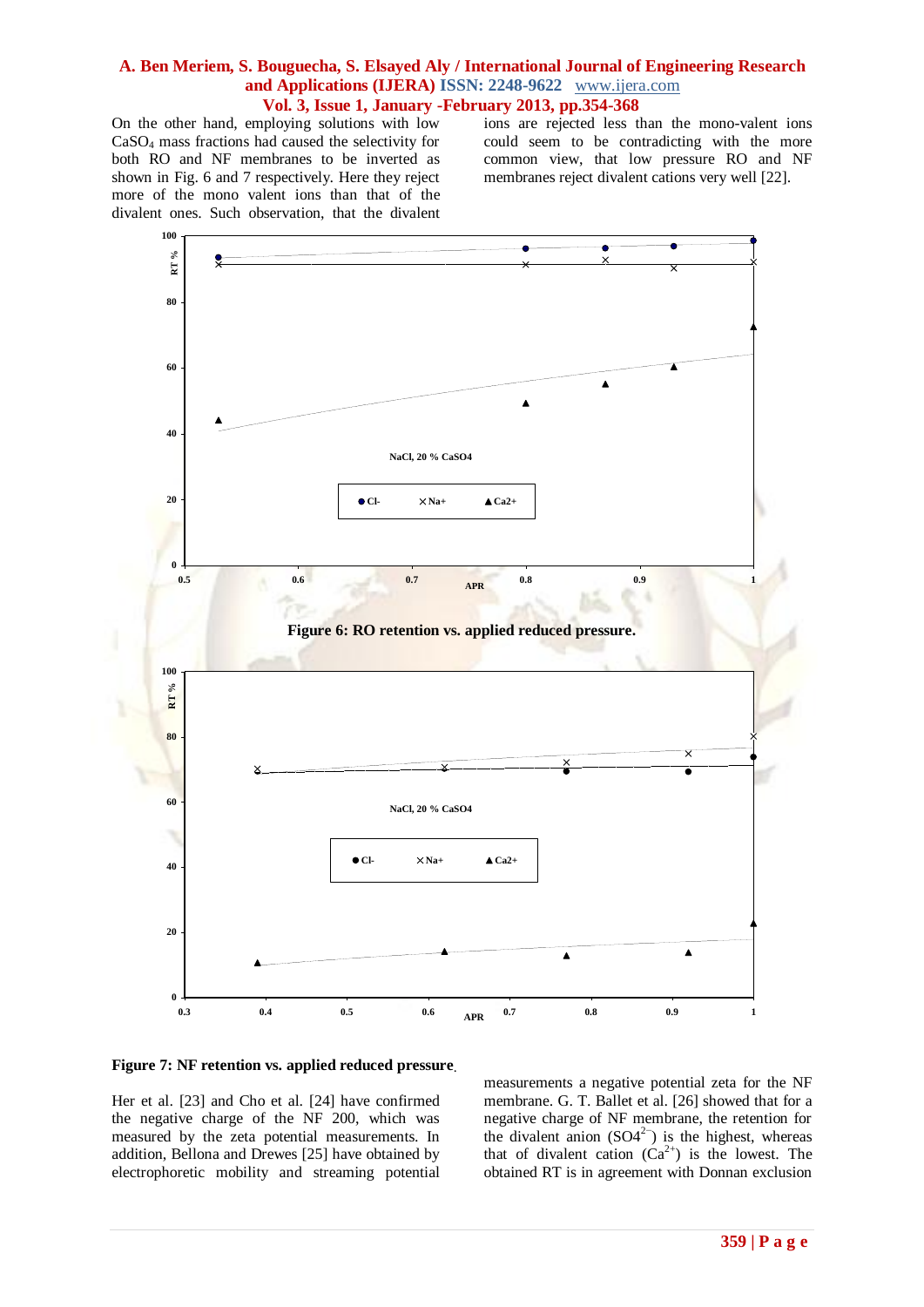On the other hand, employing solutions with low $CaSO_4$ mass fractions had caused the selectivity for both RO and NF membranes to be inverted as shown in Fig. 6 and 7 respectively. Here they reject more of the mono valent ions than that of the divalent ones. Such observation, that the divalent ions are rejected less than the mono-valent ions could seem to be contradicting with the more common view, that low pressure RO and NF membranes reject divalent cations very well [22].

**Figure 6: RO retention vs. applied reduced pressure.**

**Figure 7: NF retention vs. applied reduced pressure.**

Her et al. [23] and Cho et al. [24] have confirmed the negative charge of the NF 200, which was measured by the zeta potential measurements. In addition, Bellona and Drewes [25] have obtained by electrophoretic mobility and streaming potential measurements a negative potential zeta for the NF membrane. G. T. Ballet et al. [26] showed that for a negative charge of NF membrane, the retention for the divalent anion ($SO4^{2-}$) is the highest, whereas that of divalent cation ($Ca^{2+}$) is the lowest. The obtained RT is in agreement with Donnan exclusion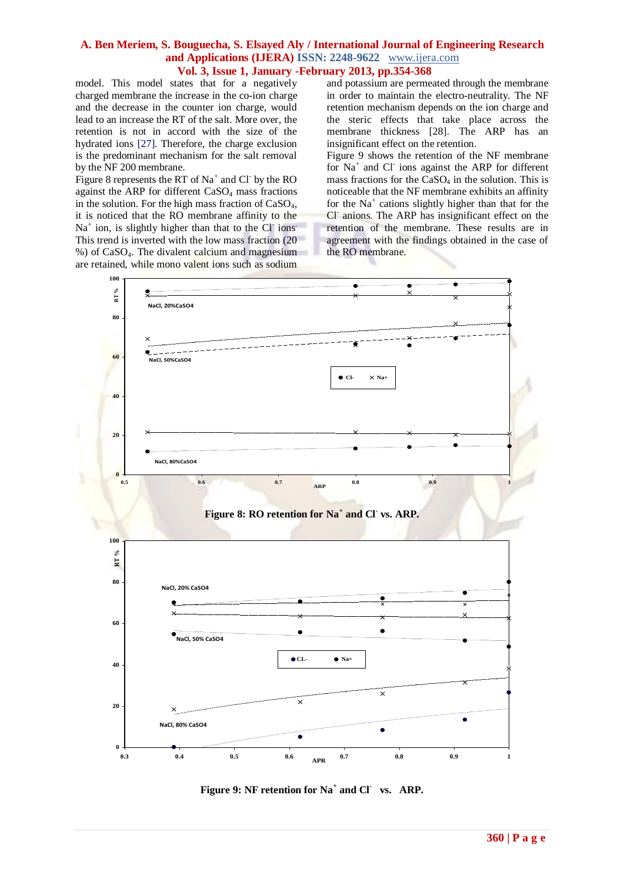model. This model states that for a negatively charged membrane the increase in the co-ion charge and the decrease in the counter ion charge, would lead to an increase the RT of the salt. More over, the retention is not in accord with the size of the hydrated ions [27]. Therefore, the charge exclusion is the predominant mechanism for the salt removal by the NF 200 membrane.

Figure 8 represents the RT of $Na^+$ and $Cl^-$ by the RO against the ARP for different $CaSO_4$ mass fractions in the solution. For the high mass fraction of $CaSO_4$, it is noticed that the RO membrane affinity to the $Na^+$ ion, is slightly higher than that to the $Cl^-$ ions. This trend is inverted with the low mass fraction (20 %) of $CaSO_4$. The divalent calcium and magnesium are retained, while mono valent ions such as sodium and potassium are permeated through the membrane in order to maintain the electro-neutrality. The NF retention mechanism depends on the ion charge and the steric effects that take place across the membrane thickness [28]. The ARP has an insignificant effect on the retention.

Figure 9 shows the retention of the NF membrane for $Na^+$ and $Cl^-$ ions against the ARP for different mass fractions for the $CaSO_4$ in the solution. This is noticeable that the NF membrane exhibits an affinity for the $Na^+$ cations slightly higher than that for the $Cl^-$ anions. The ARP has insignificant effect on the retention of the membrane. These results are in agreement with the findings obtained in the case of the RO membrane.

**Figure 8: RO retention for $Na^+$ and $Cl^-$ vs. ARP.**

**Figure 9: NF retention for $Na^+$ and $Cl^-$ vs. ARP.**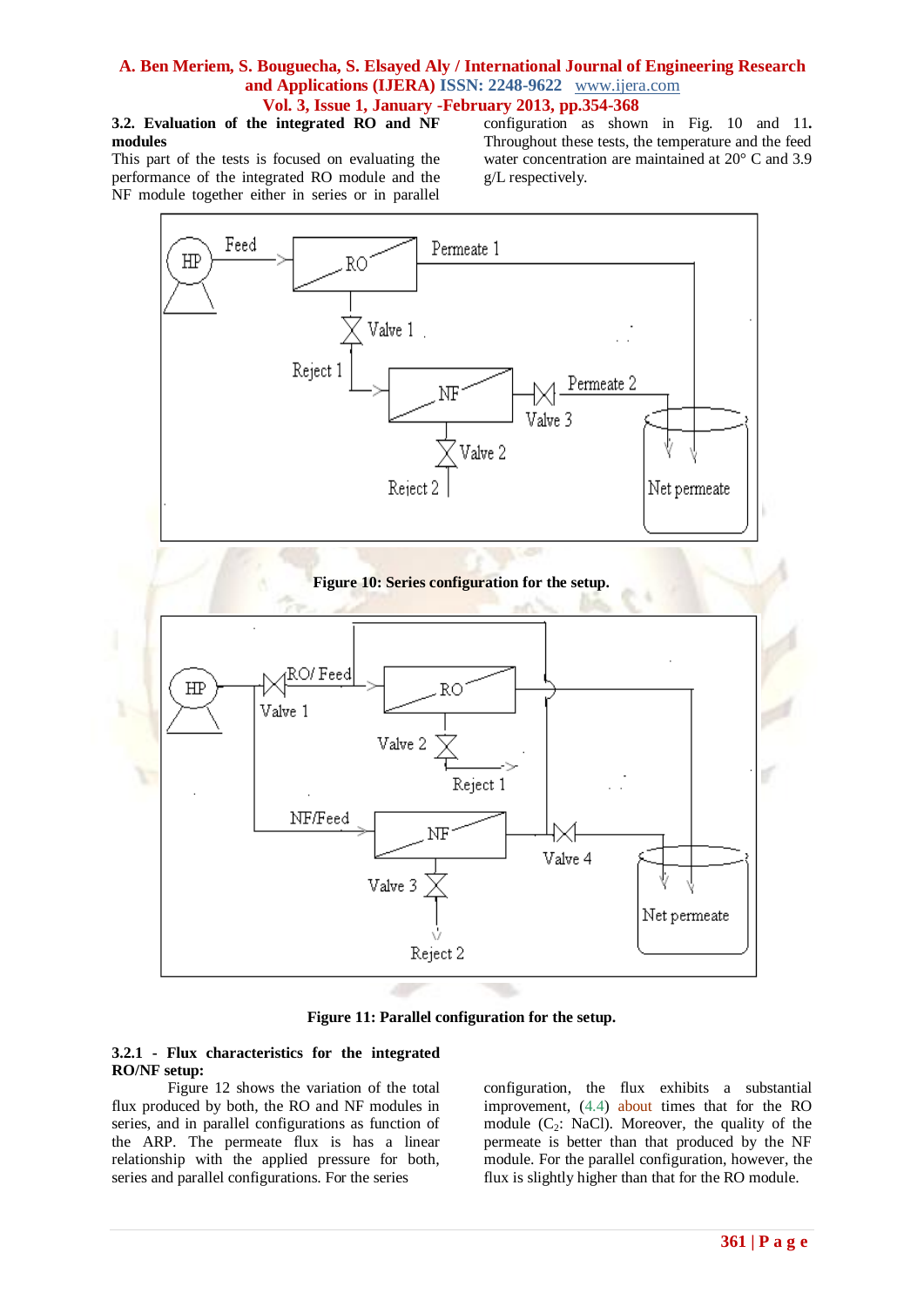### 3.2. Evaluation of the integrated RO and NF modules

This part of the tests is focused on evaluating the performance of the integrated RO module and the NF module together either in series or in parallel configuration as shown in Fig. 10 and 11**.** Throughout these tests, the temperature and the feed water concentration are maintained at 20° C and 3.9 g/L respectively.

**Figure 10: Series configuration for the setup.**

**Figure 11: Parallel configuration for the setup.**

#### 3.2.1 - Flux characteristics for the integrated RO/NF setup:

Figure 12 shows the variation of the total flux produced by both, the RO and NF modules in series, and in parallel configurations as function of the ARP. The permeate flux is has a linear relationship with the applied pressure for both, series and parallel configurations. For the series configuration, the flux exhibits a substantial improvement, (4.4) about times that for the RO module ($C_2$: NaCl). Moreover, the quality of the permeate is better than that produced by the NF module. For the parallel configuration, however, the flux is slightly higher than that for the RO module.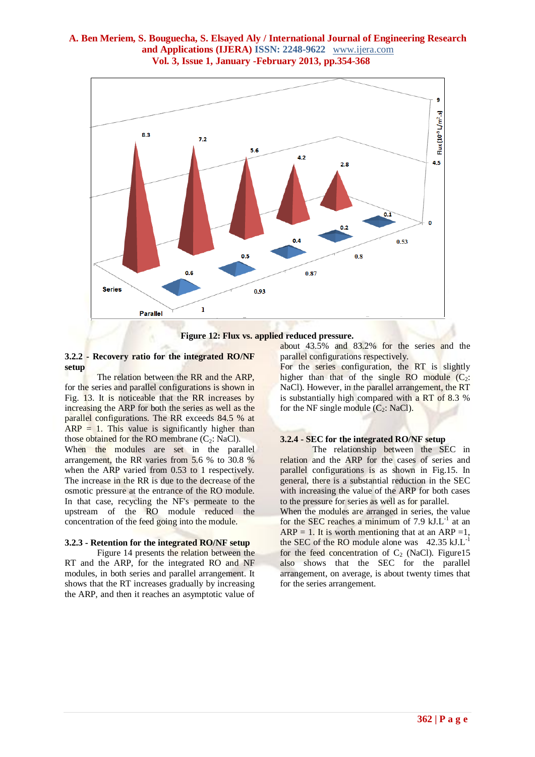Figure 12: Flux vs. applied reduced pressure.

### 3.2.2 - Recovery ratio for the integrated RO/NF setup

The relation between the RR and the ARP, for the series and parallel configurations is shown in Fig. 13. It is noticeable that the RR increases by increasing the ARP for both the series as well as the parallel configurations. The RR exceeds 84.5 % at ARP = 1. This value is significantly higher than those obtained for the RO membrane ($C_2$: NaCl).

When the modules are set in the parallel arrangement, the RR varies from 5.6 % to 30.8 % when the ARP varied from 0.53 to 1 respectively. The increase in the RR is due to the decrease of the osmotic pressure at the entrance of the RO module. In that case, recycling the NF's permeate to the upstream of the RO module reduced the concentration of the feed going into the module.

### 3.2.3 - Retention for the integrated RO/NF setup

Figure 14 presents the relation between the RT and the ARP, for the integrated RO and NF modules, in both series and parallel arrangement. It shows that the RT increases gradually by increasing the ARP, and then it reaches an asymptotic value of about 43.5% and 83.2% for the series and the parallel configurations respectively.

For the series configuration, the RT is slightly higher than that of the single RO module ($C_2$: NaCl). However, in the parallel arrangement, the RT is substantially high compared with a RT of 8.3 % for the NF single module ($C_2$: NaCl).

### 3.2.4 - SEC for the integrated RO/NF setup

The relationship between the SEC in relation and the ARP for the cases of series and parallel configurations is as shown in Fig.15. In general, there is a substantial reduction in the SEC with increasing the value of the ARP for both cases to the pressure for series as well as for parallel.

When the modules are arranged in series, the value for the SEC reaches a minimum of 7.9 $kJ.L^{-1}$ at an ARP = 1. It is worth mentioning that at an ARP =1, the SEC of the RO module alone was 42.35 $kJ.L^{-1}$ for the feed concentration of $C_2$ (NaCl). Figure15 also shows that the SEC for the parallel arrangement, on average, is about twenty times that for the series arrangement.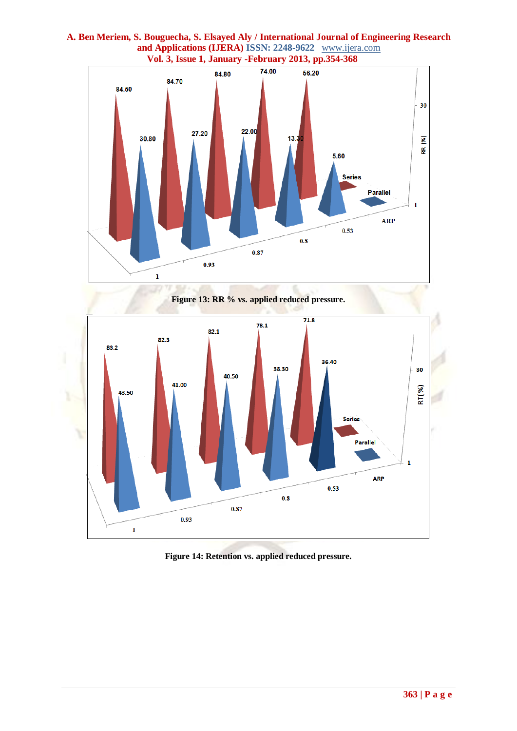Figure 13: RR % vs. applied reduced pressure.

Figure 14: Retention vs. applied reduced pressure.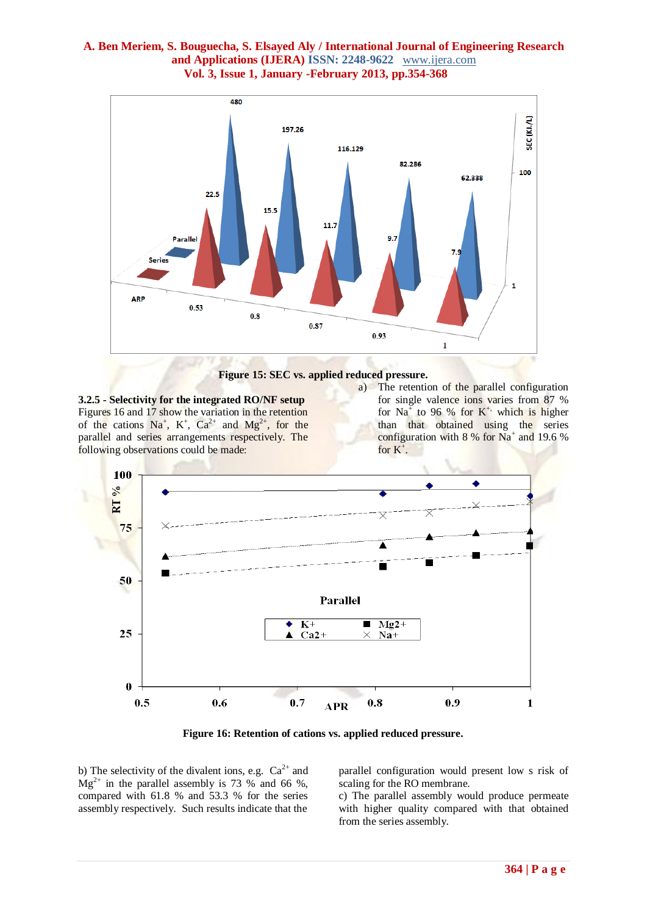**Figure 15: SEC vs. applied reduced pressure.**

**3.2.5 - Selectivity for the integrated RO/NF setup**

Figures 16 and 17 show the variation in the retention of the cations $Na^+$, $K^+$, $Ca^{2+}$ and $Mg^{2+}$, for the parallel and series arrangements respectively. The following observations could be made:

a) The retention of the parallel configuration for single valence ions varies from 87 % for $Na^+$ to 96 % for $K^+$, which is higher than that obtained using the series configuration with 8 % for $Na^+$ and 19.6 % for $K^+$.

**Figure 16: Retention of cations vs. applied reduced pressure.**

b) The selectivity of the divalent ions, e.g. $Ca^{2+}$ and $Mg^{2+}$ in the parallel assembly is 73 % and 66 %, compared with 61.8 % and 53.3 % for the series assembly respectively. Such results indicate that the parallel configuration would present low s risk of scaling for the RO membrane.

c) The parallel assembly would produce permeate with higher quality compared with that obtained from the series assembly.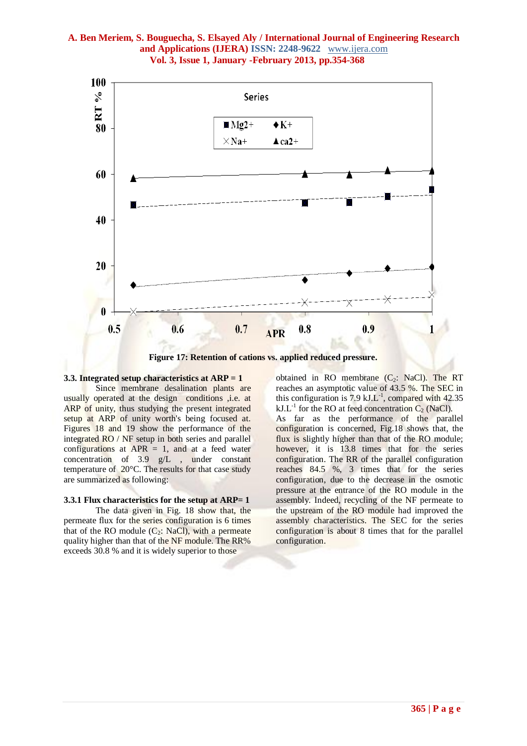Figure 17: Retention of cations vs. applied reduced pressure.

### 3.3. Integrated setup characteristics at ARP = 1

Since membrane desalination plants are usually operated at the design conditions ,i.e. at ARP of unity, thus studying the present integrated setup at ARP of unity worth's being focused at. Figures 18 and 19 show the performance of the integrated RO / NF setup in both series and parallel configurations at APR = 1, and at a feed water concentration of 3.9 g/L , under constant temperature of 20°C. The results for that case study are summarized as following:

#### 3.3.1 Flux characteristics for the setup at ARP= 1

The data given in Fig. 18 show that, the permeate flux for the series configuration is 6 times that of the RO module ($C_2$: NaCl), with a permeate quality higher than that of the NF module. The RR% exceeds 30.8 % and it is widely superior to those obtained in RO membrane ($C_2$: NaCl). The RT reaches an asymptotic value of 43.5 %. The SEC in this configuration is 7.9 $kJ.L^{-1}$, compared with 42.35 $kJ.L^{-1}$ for the RO at feed concentration $C_2$ (NaCl).

As far as the performance of the parallel configuration is concerned, Fig.18 shows that, the flux is slightly higher than that of the RO module; however, it is 13.8 times that for the series configuration. The RR of the parallel configuration reaches 84.5 %, 3 times that for the series configuration, due to the decrease in the osmotic pressure at the entrance of the RO module in the assembly. Indeed, recycling of the NF permeate to the upstream of the RO module had improved the assembly characteristics. The SEC for the series configuration is about 8 times that for the parallel configuration.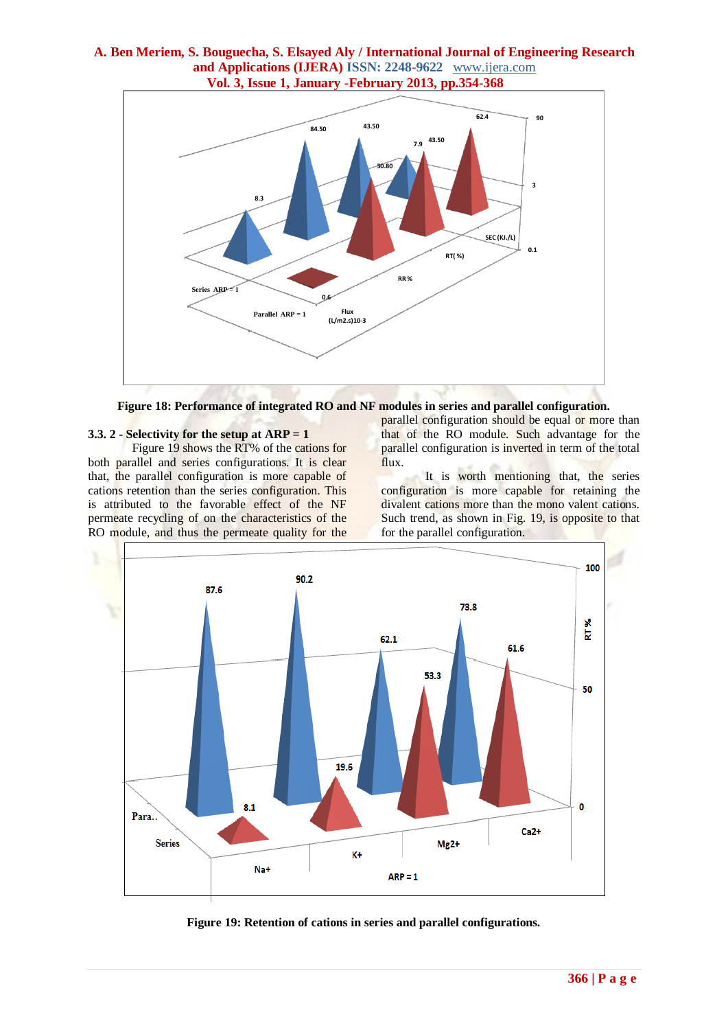Figure 18: Performance of integrated RO and NF modules in series and parallel configuration.

### 3.3. 2 - Selectivity for the setup at ARP = 1

Figure 19 shows the RT% of the cations for both parallel and series configurations. It is clear that, the parallel configuration is more capable of cations retention than the series configuration. This is attributed to the favorable effect of the NF permeate recycling of on the characteristics of the RO module, and thus the permeate quality for the parallel configuration should be equal or more than that of the RO module. Such advantage for the parallel configuration is inverted in term of the total flux.

It is worth mentioning that, the series configuration is more capable for retaining the divalent cations more than the mono valent cations. Such trend, as shown in Fig. 19, is opposite to that for the parallel configuration.

Figure 19: Retention of cations in series and parallel configurations.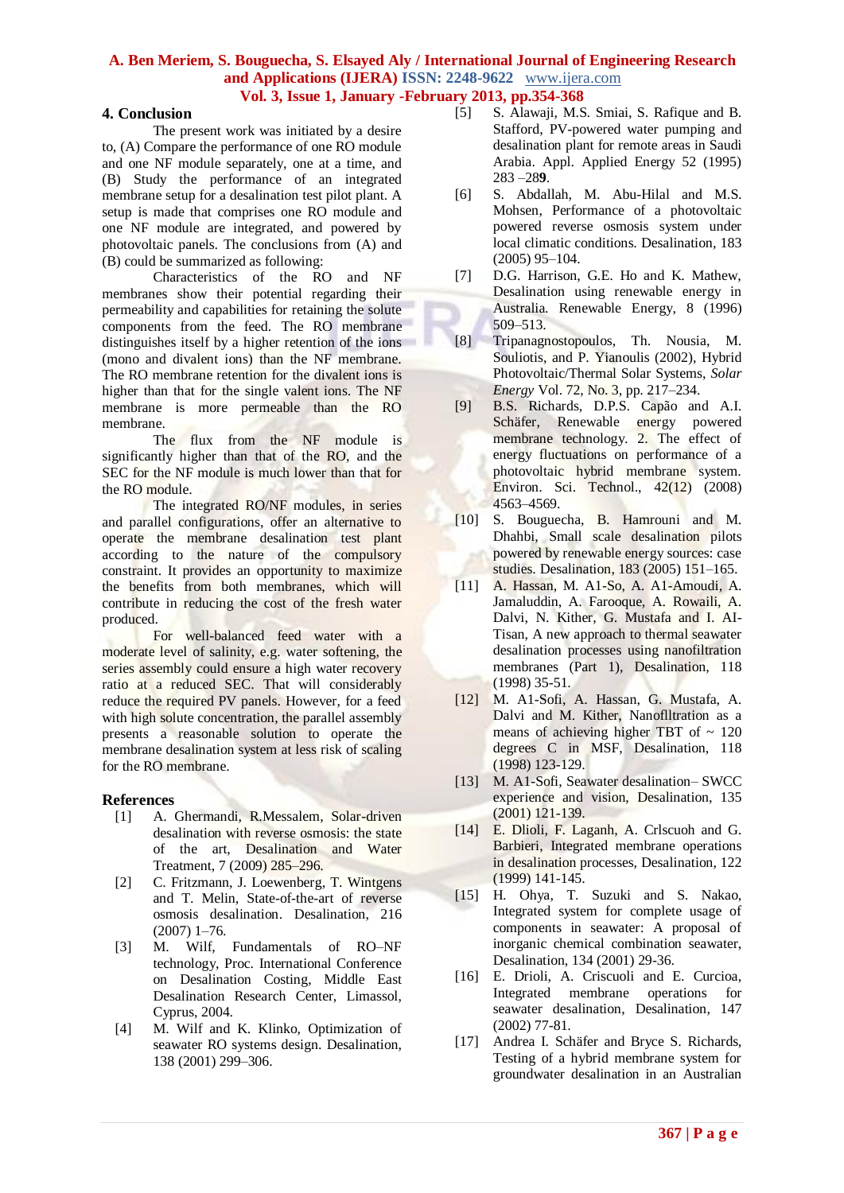## 4. Conclusion

The present work was initiated by a desire to, (A) Compare the performance of one RO module and one NF module separately, one at a time, and (B) Study the performance of an integrated membrane setup for a desalination test pilot plant. A setup is made that comprises one RO module and one NF module are integrated, and powered by photovoltaic panels. The conclusions from (A) and (B) could be summarized as following:

Characteristics of the RO and NF membranes show their potential regarding their permeability and capabilities for retaining the solute components from the feed. The RO membrane distinguishes itself by a higher retention of the ions (mono and divalent ions) than the NF membrane. The RO membrane retention for the divalent ions is higher than that for the single valent ions. The NF membrane is more permeable than the RO membrane.

The flux from the NF module is significantly higher than that of the RO, and the SEC for the NF module is much lower than that for the RO module.

The integrated RO/NF modules, in series and parallel configurations, offer an alternative to operate the membrane desalination test plant according to the nature of the compulsory constraint. It provides an opportunity to maximize the benefits from both membranes, which will contribute in reducing the cost of the fresh water produced.

For well-balanced feed water with a moderate level of salinity, e.g. water softening, the series assembly could ensure a high water recovery ratio at a reduced SEC. That will considerably reduce the required PV panels. However, for a feed with high solute concentration, the parallel assembly presents a reasonable solution to operate the membrane desalination system at less risk of scaling for the RO membrane.

## References

[1] A. Ghermandi, R.Messalem, Solar-driven desalination with reverse osmosis: the state of the art, Desalination and Water Treatment, 7 (2009) 285–296.

[2] C. Fritzmann, J. Loewenberg, T. Wintgens and T. Melin, State-of-the-art of reverse osmosis desalination. Desalination, 216 (2007) 1–76.

[3] M. Wilf, Fundamentals of RO–NF technology, Proc. International Conference on Desalination Costing, Middle East Desalination Research Center, Limassol, Cyprus, 2004.

[4] M. Wilf and K. Klinko, Optimization of seawater RO systems design. Desalination, 138 (2001) 299–306.

[5] S. Alawaji, M.S. Smiai, S. Rafique and B. Stafford, PV-powered water pumping and desalination plant for remote areas in Saudi Arabia. Appl. Applied Energy 52 (1995) 283 –28**9**.

[6] S. Abdallah, M. Abu-Hilal and M.S. Mohsen, Performance of a photovoltaic powered reverse osmosis system under local climatic conditions. Desalination, 183 (2005) 95–104.

[7] D.G. Harrison, G.E. Ho and K. Mathew, Desalination using renewable energy in Australia. Renewable Energy, 8 (1996) 509–513.

[8] Tripanagnostopoulos, Th. Nousia, M. Souliotis, and P. Yianoulis (2002), Hybrid Photovoltaic/Thermal Solar Systems, *Solar Energy* Vol. 72, No. 3, pp. 217–234.

[9] B.S. Richards, D.P.S. Capão and A.I. Schäfer, Renewable energy powered membrane technology. 2. The effect of energy fluctuations on performance of a photovoltaic hybrid membrane system. Environ. Sci. Technol., 42(12) (2008) 4563–4569.

[10] S. Bouguecha, B. Hamrouni and M. Dhahbi, Small scale desalination pilots powered by renewable energy sources: case studies. Desalination, 183 (2005) 151–165.

[11] A. Hassan, M. A1-So, A. A1-Amoudi, A. Jamaluddin, A. Farooque, A. Rowaili, A. Dalvi, N. Kither, G. Mustafa and I. AI-Tisan, A new approach to thermal seawater desalination processes using nanofiltration membranes (Part 1), Desalination, 118 (1998) 35-51.

[12] M. A1-Sofi, A. Hassan, G. Mustafa, A. Dalvi and M. Kither, Nanoflltration as a means of achieving higher TBT of ~ 120 degrees C in MSF, Desalination, 118 (1998) 123-129.

[13] M. A1-Sofi, Seawater desalination– SWCC experience and vision, Desalination, 135 (2001) 121-139.

[14] E. Dlioli, F. Laganh, A. Crlscuoh and G. Barbieri, Integrated membrane operations in desalination processes, Desalination, 122 (1999) 141-145.

[15] H. Ohya, T. Suzuki and S. Nakao, Integrated system for complete usage of components in seawater: A proposal of inorganic chemical combination seawater, Desalination, 134 (2001) 29-36.

[16] E. Drioli, A. Criscuoli and E. Curcioa, Integrated membrane operations for seawater desalination, Desalination, 147 (2002) 77-81.

[17] Andrea I. Schäfer and Bryce S. Richards, Testing of a hybrid membrane system for groundwater desalination in an Australian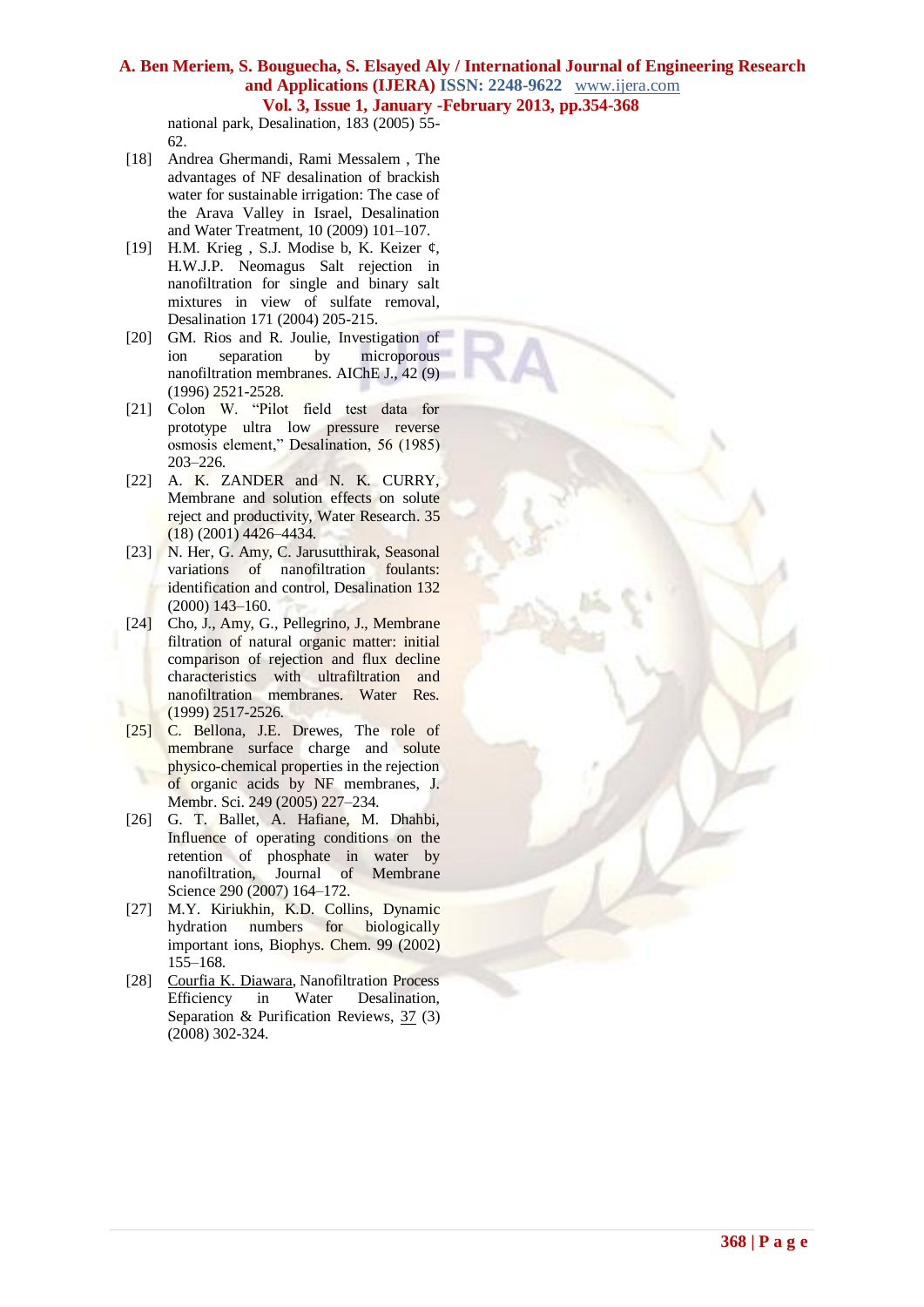national park, Desalination, 183 (2005) 55-62.

[18] Andrea Ghermandi, Rami Messalem , The advantages of NF desalination of brackish water for sustainable irrigation: The case of the Arava Valley in Israel, Desalination and Water Treatment, 10 (2009) 101–107.

[19] H.M. Krieg , S.J. Modise b, K. Keizer ¢, H.W.J.P. Neomagus Salt rejection in nanofiltration for single and binary salt mixtures in view of sulfate removal, Desalination 171 (2004) 205-215.

[20] GM. Rios and R. Joulie, Investigation of ion separation by microporous nanofiltration membranes. AIChE J., 42 (9) (1996) 2521-2528.

[21] Colon W. "Pilot field test data for prototype ultra low pressure reverse osmosis element," Desalination, 56 (1985) 203–226.

[22] A. K. ZANDER and N. K. CURRY, Membrane and solution effects on solute reject and productivity, Water Research. 35 (18) (2001) 4426–4434.

[23] N. Her, G. Amy, C. Jarusutthirak, Seasonal variations of nanofiltration foulants: identification and control, Desalination 132 (2000) 143–160.

[24] Cho, J., Amy, G., Pellegrino, J., Membrane filtration of natural organic matter: initial comparison of rejection and flux decline characteristics with ultrafiltration and nanofiltration membranes. Water Res. (1999) 2517-2526.

[25] C. Bellona, J.E. Drewes, The role of membrane surface charge and solute physico-chemical properties in the rejection of organic acids by NF membranes, J. Membr. Sci. 249 (2005) 227–234.

[26] G. T. Ballet, A. Hafiane, M. Dhahbi, Influence of operating conditions on the retention of phosphate in water by nanofiltration, Journal of Membrane Science 290 (2007) 164–172.

[27] M.Y. Kiriukhin, K.D. Collins, Dynamic hydration numbers for biologically important ions, Biophys. Chem. 99 (2002) 155–168.

[28] Courfia K. Diawara, Nanofiltration Process Efficiency in Water Desalination, Separation & Purification Reviews, 37 (3) (2008) 302-324.